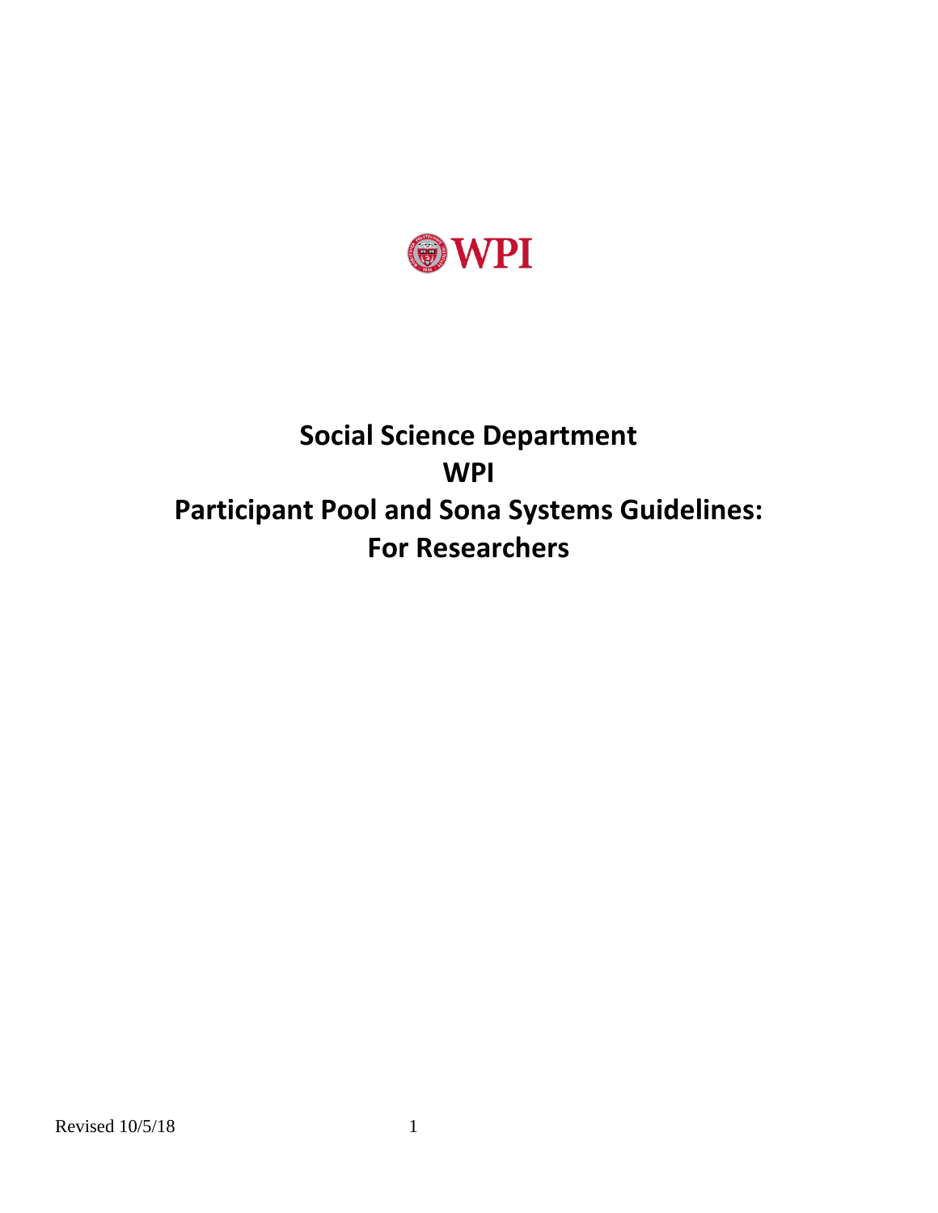WPI

# Social Science Department
# WPI
# Participant Pool and Sona Systems Guidelines: For Researchers

Revised 10/5/18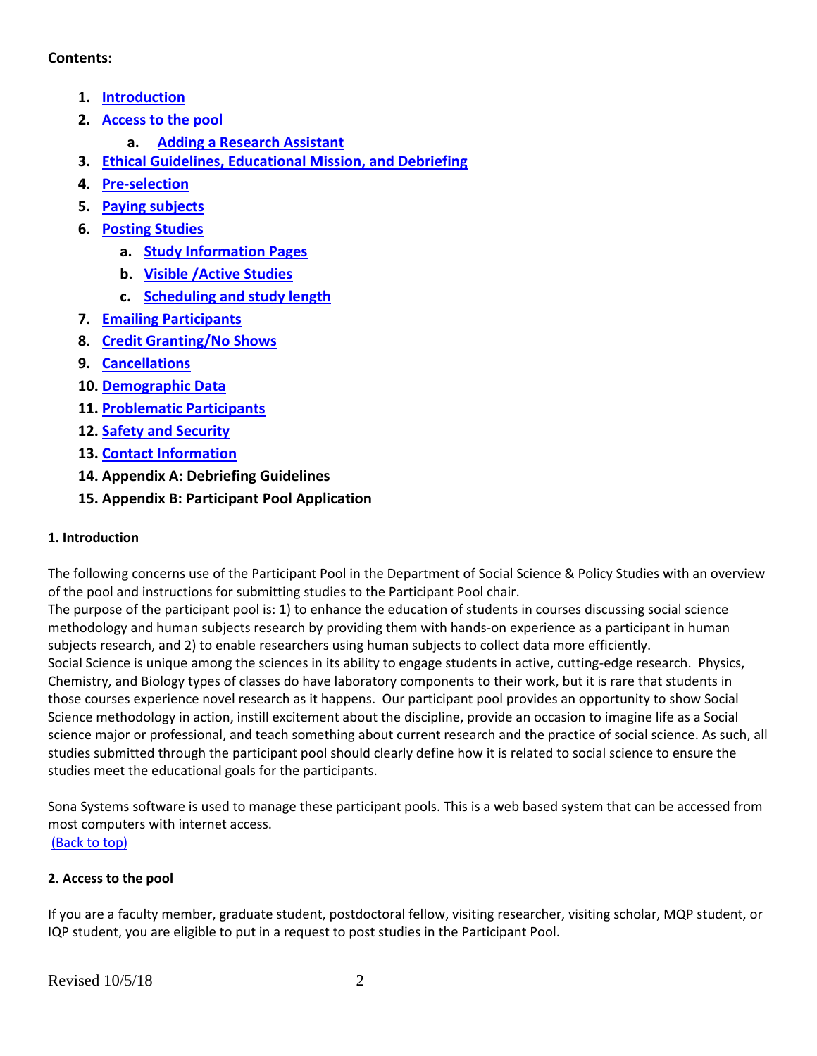**Contents:**

1. Introduction
2. Access to the pool
    a. Adding a Research Assistant
3. Ethical Guidelines, Educational Mission, and Debriefing
4. Pre-selection
5. Paying subjects
6. Posting Studies
    a. Study Information Pages
    b. Visible /Active Studies
    c. Scheduling and study length
7. Emailing Participants
8. Credit Granting/No Shows
9. Cancellations
10. Demographic Data
11. Problematic Participants
12. Safety and Security
13. Contact Information
14. Appendix A: Debriefing Guidelines
15. Appendix B: Participant Pool Application

#### 1. Introduction

The following concerns use of the Participant Pool in the Department of Social Science & Policy Studies with an overview of the pool and instructions for submitting studies to the Participant Pool chair.

The purpose of the participant pool is: 1) to enhance the education of students in courses discussing social science methodology and human subjects research by providing them with hands-on experience as a participant in human subjects research, and 2) to enable researchers using human subjects to collect data more efficiently.

Social Science is unique among the sciences in its ability to engage students in active, cutting-edge research. Physics, Chemistry, and Biology types of classes do have laboratory components to their work, but it is rare that students in those courses experience novel research as it happens. Our participant pool provides an opportunity to show Social Science methodology in action, instill excitement about the discipline, provide an occasion to imagine life as a Social science major or professional, and teach something about current research and the practice of social science. As such, all studies submitted through the participant pool should clearly define how it is related to social science to ensure the studies meet the educational goals for the participants.

Sona Systems software is used to manage these participant pools. This is a web based system that can be accessed from most computers with internet access.

(Back to top)

#### 2. Access to the pool

If you are a faculty member, graduate student, postdoctoral fellow, visiting researcher, visiting scholar, MQP student, or IQP student, you are eligible to put in a request to post studies in the Participant Pool.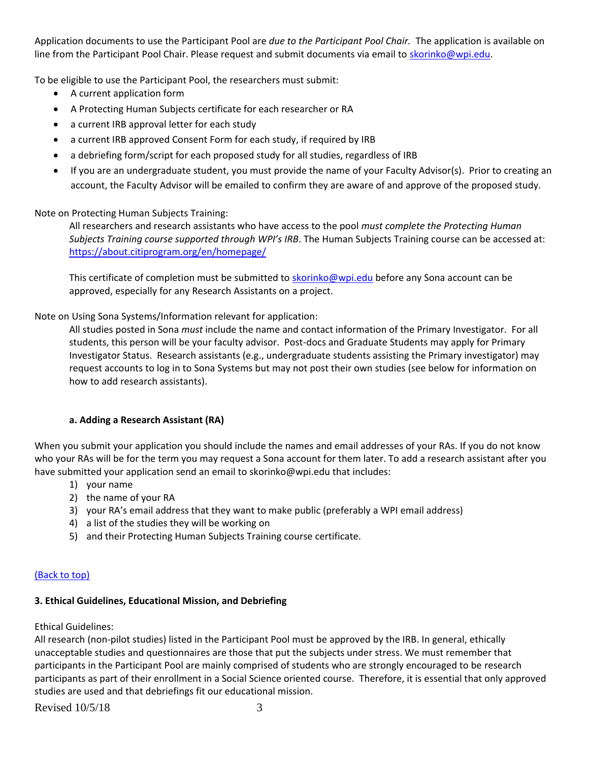Application documents to use the Participant Pool are *due to the Participant Pool Chair.* The application is available on line from the Participant Pool Chair. Please request and submit documents via email to [skorinko@wpi.edu](mailto:skorinko@wpi.edu).

To be eligible to use the Participant Pool, the researchers must submit:

- A current application form
- A Protecting Human Subjects certificate for each researcher or RA
- a current IRB approval letter for each study
- a current IRB approved Consent Form for each study, if required by IRB
- a debriefing form/script for each proposed study for all studies, regardless of IRB
- If you are an undergraduate student, you must provide the name of your Faculty Advisor(s). Prior to creating an account, the Faculty Advisor will be emailed to confirm they are aware of and approve of the proposed study.

Note on Protecting Human Subjects Training:

All researchers and research assistants who have access to the pool *must complete the Protecting Human Subjects Training course supported through WPI's IRB*. The Human Subjects Training course can be accessed at: [https://about.citiprogram.org/en/homepage/](https://about.citiprogram.org/en/homepage/)

This certificate of completion must be submitted to [skorinko@wpi.edu](mailto:skorinko@wpi.edu) before any Sona account can be approved, especially for any Research Assistants on a project.

Note on Using Sona Systems/Information relevant for application:

All studies posted in Sona *must* include the name and contact information of the Primary Investigator. For all students, this person will be your faculty advisor. Post-docs and Graduate Students may apply for Primary Investigator Status. Research assistants (e.g., undergraduate students assisting the Primary investigator) may request accounts to log in to Sona Systems but may not post their own studies (see below for information on how to add research assistants).

#### a. Adding a Research Assistant (RA)

When you submit your application you should include the names and email addresses of your RAs. If you do not know who your RAs will be for the term you may request a Sona account for them later. To add a research assistant after you have submitted your application send an email to skorinko@wpi.edu that includes:

1) your name
2) the name of your RA
3) your RA's email address that they want to make public (preferably a WPI email address)
4) a list of the studies they will be working on
5) and their Protecting Human Subjects Training course certificate.

[(Back to top)](#)

### 3. Ethical Guidelines, Educational Mission, and Debriefing

Ethical Guidelines:

All research (non-pilot studies) listed in the Participant Pool must be approved by the IRB. In general, ethically unacceptable studies and questionnaires are those that put the subjects under stress. We must remember that participants in the Participant Pool are mainly comprised of students who are strongly encouraged to be research participants as part of their enrollment in a Social Science oriented course. Therefore, it is essential that only approved studies are used and that debriefings fit our educational mission.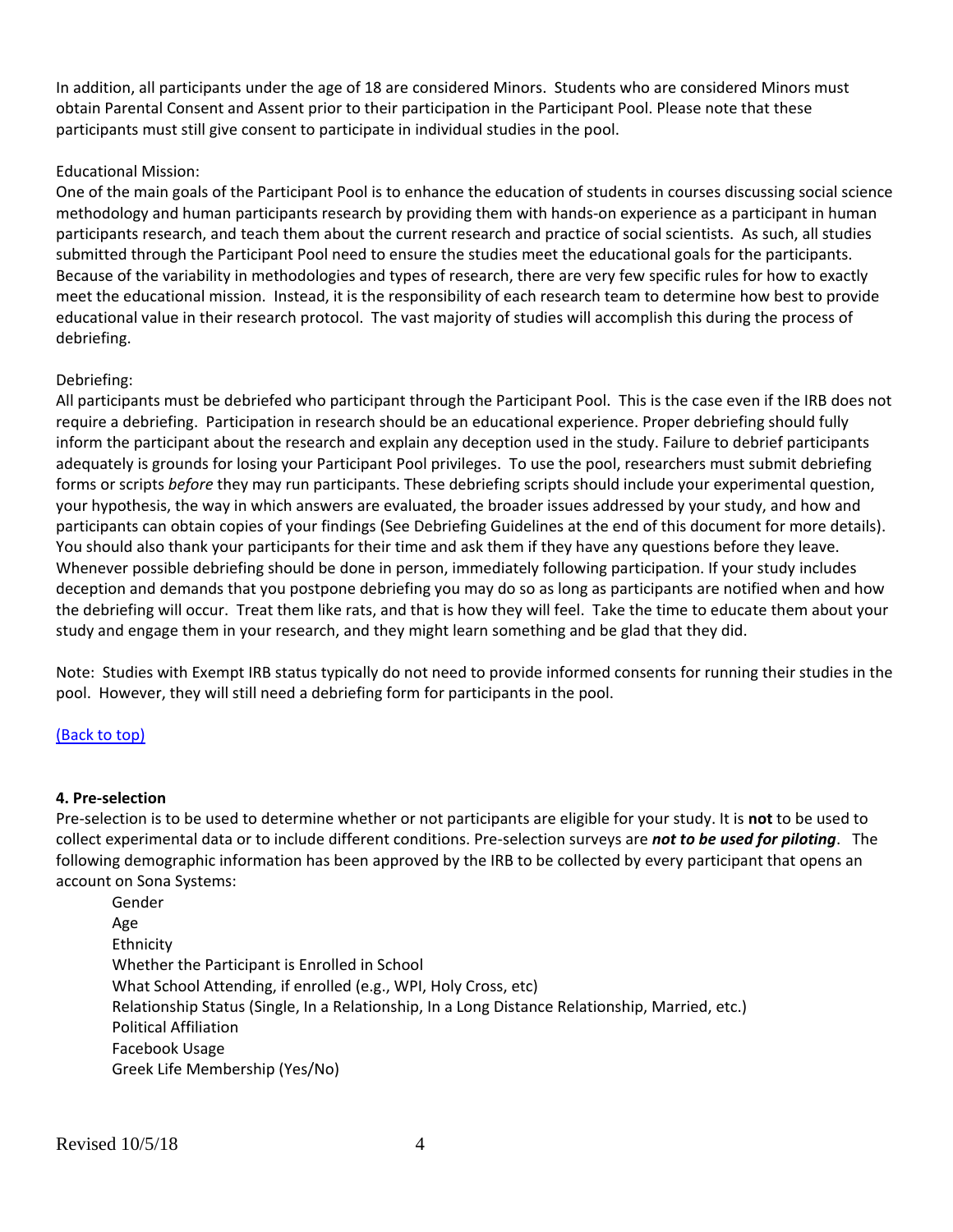In addition, all participants under the age of 18 are considered Minors. Students who are considered Minors must obtain Parental Consent and Assent prior to their participation in the Participant Pool. Please note that these participants must still give consent to participate in individual studies in the pool.

Educational Mission:
One of the main goals of the Participant Pool is to enhance the education of students in courses discussing social science methodology and human participants research by providing them with hands-on experience as a participant in human participants research, and teach them about the current research and practice of social scientists. As such, all studies submitted through the Participant Pool need to ensure the studies meet the educational goals for the participants. Because of the variability in methodologies and types of research, there are very few specific rules for how to exactly meet the educational mission. Instead, it is the responsibility of each research team to determine how best to provide educational value in their research protocol. The vast majority of studies will accomplish this during the process of debriefing.

Debriefing:
All participants must be debriefed who participant through the Participant Pool. This is the case even if the IRB does not require a debriefing. Participation in research should be an educational experience. Proper debriefing should fully inform the participant about the research and explain any deception used in the study. Failure to debrief participants adequately is grounds for losing your Participant Pool privileges. To use the pool, researchers must submit debriefing forms or scripts *before* they may run participants. These debriefing scripts should include your experimental question, your hypothesis, the way in which answers are evaluated, the broader issues addressed by your study, and how and participants can obtain copies of your findings (See Debriefing Guidelines at the end of this document for more details). You should also thank your participants for their time and ask them if they have any questions before they leave. Whenever possible debriefing should be done in person, immediately following participation. If your study includes deception and demands that you postpone debriefing you may do so as long as participants are notified when and how the debriefing will occur. Treat them like rats, and that is how they will feel. Take the time to educate them about your study and engage them in your research, and they might learn something and be glad that they did.

Note: Studies with Exempt IRB status typically do not need to provide informed consents for running their studies in the pool. However, they will still need a debriefing form for participants in the pool.

(Back to top)

### 4. Pre-selection

Pre-selection is to be used to determine whether or not participants are eligible for your study. It is **not** to be used to collect experimental data or to include different conditions. Pre-selection surveys are ***not to be used for piloting***. The following demographic information has been approved by the IRB to be collected by every participant that opens an account on Sona Systems:

- Gender
- Age
- Ethnicity
- Whether the Participant is Enrolled in School
- What School Attending, if enrolled (e.g., WPI, Holy Cross, etc)
- Relationship Status (Single, In a Relationship, In a Long Distance Relationship, Married, etc.)
- Political Affiliation
- Facebook Usage
- Greek Life Membership (Yes/No)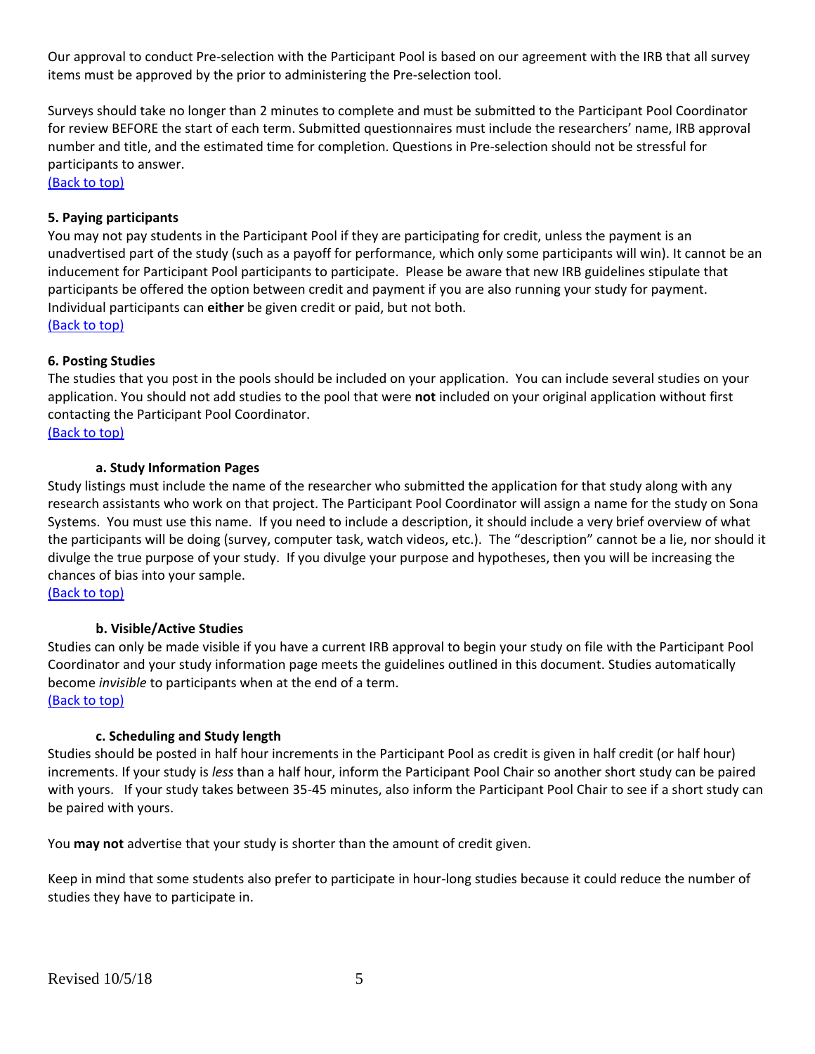Our approval to conduct Pre-selection with the Participant Pool is based on our agreement with the IRB that all survey items must be approved by the prior to administering the Pre-selection tool.

Surveys should take no longer than 2 minutes to complete and must be submitted to the Participant Pool Coordinator for review BEFORE the start of each term. Submitted questionnaires must include the researchers' name, IRB approval number and title, and the estimated time for completion. Questions in Pre-selection should not be stressful for participants to answer.

[(Back to top)]

### 5. Paying participants

You may not pay students in the Participant Pool if they are participating for credit, unless the payment is an unadvertised part of the study (such as a payoff for performance, which only some participants will win). It cannot be an inducement for Participant Pool participants to participate. Please be aware that new IRB guidelines stipulate that participants be offered the option between credit and payment if you are also running your study for payment. Individual participants can **either** be given credit or paid, but not both.

[(Back to top)]

### 6. Posting Studies

The studies that you post in the pools should be included on your application. You can include several studies on your application. You should not add studies to the pool that were **not** included on your original application without first contacting the Participant Pool Coordinator.

[(Back to top)]

#### a. Study Information Pages

Study listings must include the name of the researcher who submitted the application for that study along with any research assistants who work on that project. The Participant Pool Coordinator will assign a name for the study on Sona Systems. You must use this name. If you need to include a description, it should include a very brief overview of what the participants will be doing (survey, computer task, watch videos, etc.). The "description" cannot be a lie, nor should it divulge the true purpose of your study. If you divulge your purpose and hypotheses, then you will be increasing the chances of bias into your sample.

[(Back to top)]

#### b. Visible/Active Studies

Studies can only be made visible if you have a current IRB approval to begin your study on file with the Participant Pool Coordinator and your study information page meets the guidelines outlined in this document. Studies automatically become *invisible* to participants when at the end of a term.

[(Back to top)]

#### c. Scheduling and Study length

Studies should be posted in half hour increments in the Participant Pool as credit is given in half credit (or half hour) increments. If your study is *less* than a half hour, inform the Participant Pool Chair so another short study can be paired with yours. If your study takes between 35-45 minutes, also inform the Participant Pool Chair to see if a short study can be paired with yours.

You **may not** advertise that your study is shorter than the amount of credit given.

Keep in mind that some students also prefer to participate in hour-long studies because it could reduce the number of studies they have to participate in.

Revised 10/5/18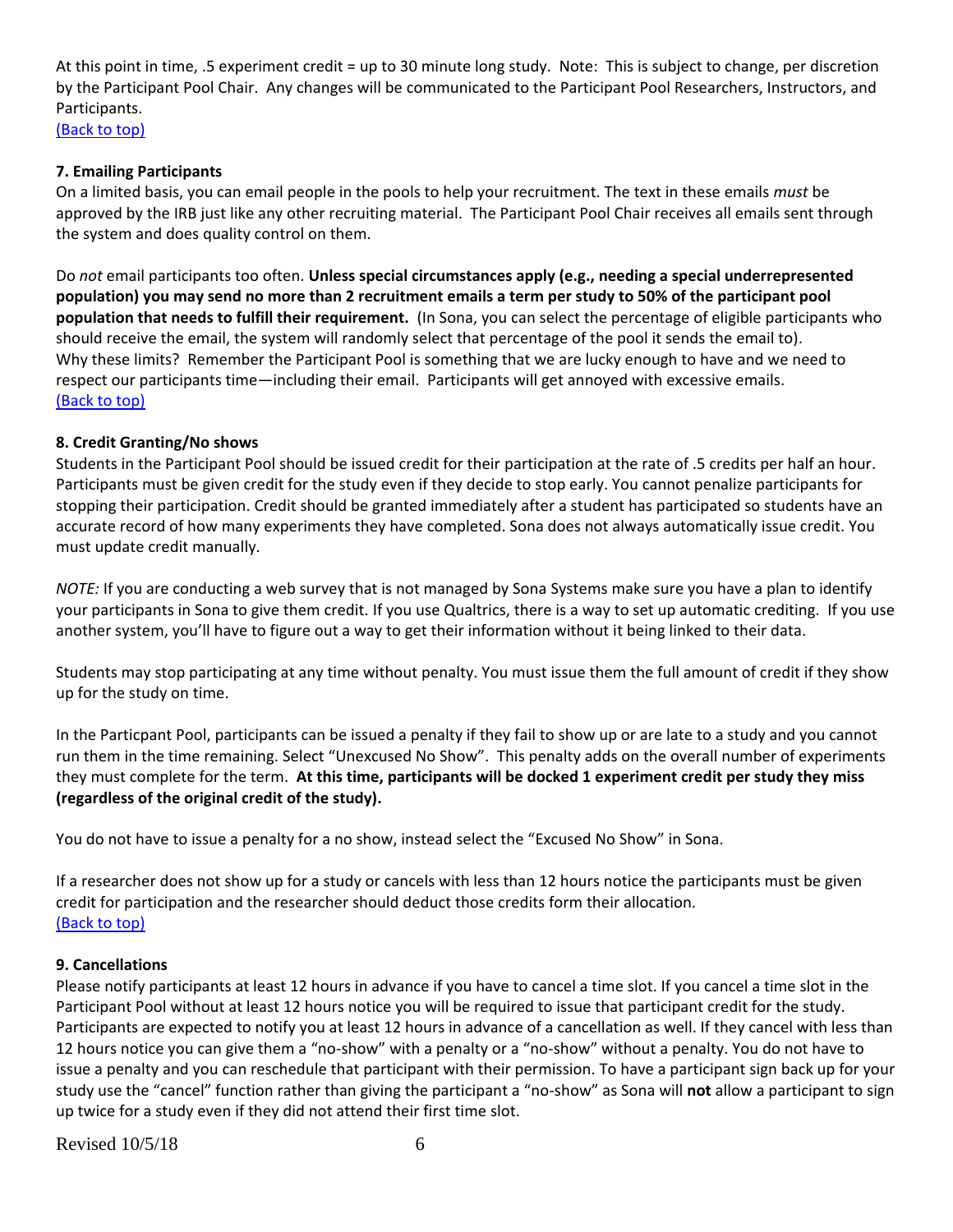At this point in time, .5 experiment credit = up to 30 minute long study. Note: This is subject to change, per discretion by the Participant Pool Chair. Any changes will be communicated to the Participant Pool Researchers, Instructors, and Participants.

(Back to top)

### 7. Emailing Participants

On a limited basis, you can email people in the pools to help your recruitment. The text in these emails *must* be approved by the IRB just like any other recruiting material. The Participant Pool Chair receives all emails sent through the system and does quality control on them.

Do *not* email participants too often. **Unless special circumstances apply (e.g., needing a special underrepresented population) you may send no more than 2 recruitment emails a term per study to 50% of the participant pool population that needs to fulfill their requirement.** (In Sona, you can select the percentage of eligible participants who should receive the email, the system will randomly select that percentage of the pool it sends the email to). Why these limits? Remember the Participant Pool is something that we are lucky enough to have and we need to respect our participants time—including their email. Participants will get annoyed with excessive emails.

(Back to top)

### 8. Credit Granting/No shows

Students in the Participant Pool should be issued credit for their participation at the rate of .5 credits per half an hour. Participants must be given credit for the study even if they decide to stop early. You cannot penalize participants for stopping their participation. Credit should be granted immediately after a student has participated so students have an accurate record of how many experiments they have completed. Sona does not always automatically issue credit. You must update credit manually.

*NOTE:* If you are conducting a web survey that is not managed by Sona Systems make sure you have a plan to identify your participants in Sona to give them credit. If you use Qualtrics, there is a way to set up automatic crediting. If you use another system, you'll have to figure out a way to get their information without it being linked to their data.

Students may stop participating at any time without penalty. You must issue them the full amount of credit if they show up for the study on time.

In the Particpant Pool, participants can be issued a penalty if they fail to show up or are late to a study and you cannot run them in the time remaining. Select "Unexcused No Show". This penalty adds on the overall number of experiments they must complete for the term. **At this time, participants will be docked 1 experiment credit per study they miss (regardless of the original credit of the study).**

You do not have to issue a penalty for a no show, instead select the "Excused No Show" in Sona.

If a researcher does not show up for a study or cancels with less than 12 hours notice the participants must be given credit for participation and the researcher should deduct those credits form their allocation.

(Back to top)

### 9. Cancellations

Please notify participants at least 12 hours in advance if you have to cancel a time slot. If you cancel a time slot in the Participant Pool without at least 12 hours notice you will be required to issue that participant credit for the study. Participants are expected to notify you at least 12 hours in advance of a cancellation as well. If they cancel with less than 12 hours notice you can give them a "no-show" with a penalty or a "no-show" without a penalty. You do not have to issue a penalty and you can reschedule that participant with their permission. To have a participant sign back up for your study use the "cancel" function rather than giving the participant a "no-show" as Sona will **not** allow a participant to sign up twice for a study even if they did not attend their first time slot.

Revised 10/5/18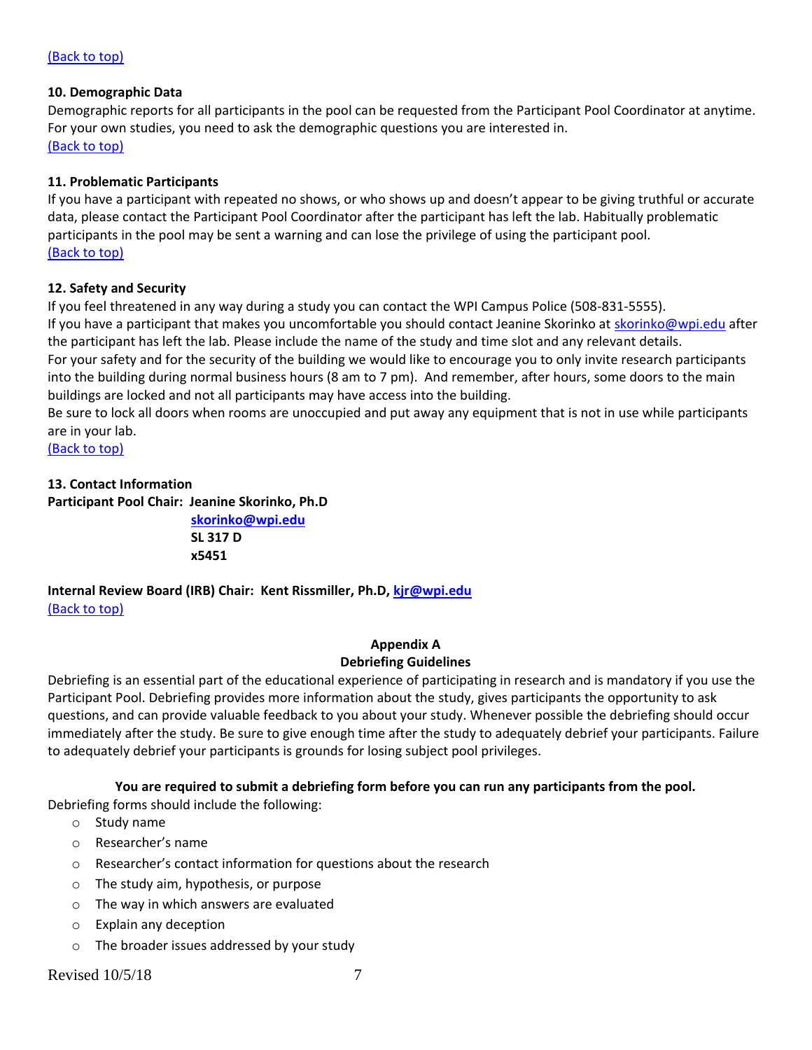(Back to top)

**10. Demographic Data**

Demographic reports for all participants in the pool can be requested from the Participant Pool Coordinator at anytime. For your own studies, you need to ask the demographic questions you are interested in.

(Back to top)

**11. Problematic Participants**

If you have a participant with repeated no shows, or who shows up and doesn't appear to be giving truthful or accurate data, please contact the Participant Pool Coordinator after the participant has left the lab. Habitually problematic participants in the pool may be sent a warning and can lose the privilege of using the participant pool.

(Back to top)

**12. Safety and Security**

If you feel threatened in any way during a study you can contact the WPI Campus Police (508-831-5555).

If you have a participant that makes you uncomfortable you should contact Jeanine Skorinko at skorinko@wpi.edu after the participant has left the lab. Please include the name of the study and time slot and any relevant details.

For your safety and for the security of the building we would like to encourage you to only invite research participants into the building during normal business hours (8 am to 7 pm). And remember, after hours, some doors to the main buildings are locked and not all participants may have access into the building.

Be sure to lock all doors when rooms are unoccupied and put away any equipment that is not in use while participants are in your lab.

(Back to top)

**13. Contact Information**

**Participant Pool Chair: Jeanine Skorinko, Ph.D**
**skorinko@wpi.edu**
**SL 317 D**
**x5451**

**Internal Review Board (IRB) Chair: Kent Rissmiller, Ph.D, kjr@wpi.edu**

(Back to top)

## Appendix A
## Debriefing Guidelines

Debriefing is an essential part of the educational experience of participating in research and is mandatory if you use the Participant Pool. Debriefing provides more information about the study, gives participants the opportunity to ask questions, and can provide valuable feedback to you about your study. Whenever possible the debriefing should occur immediately after the study. Be sure to give enough time after the study to adequately debrief your participants. Failure to adequately debrief your participants is grounds for losing subject pool privileges.

**You are required to submit a debriefing form before you can run any participants from the pool.**

Debriefing forms should include the following:

- Study name
- Researcher's name
- Researcher's contact information for questions about the research
- The study aim, hypothesis, or purpose
- The way in which answers are evaluated
- Explain any deception
- The broader issues addressed by your study

Revised 10/5/18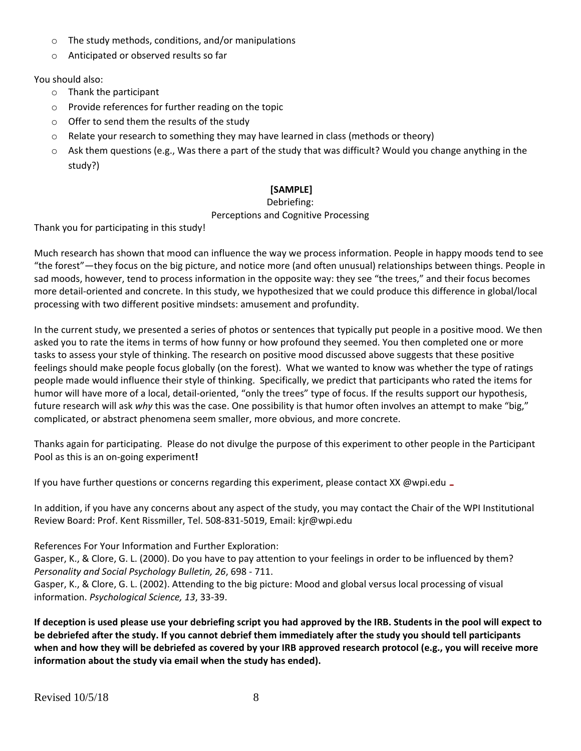- The study methods, conditions, and/or manipulations
- Anticipated or observed results so far

You should also:

- Thank the participant
- Provide references for further reading on the topic
- Offer to send them the results of the study
- Relate your research to something they may have learned in class (methods or theory)
- Ask them questions (e.g., Was there a part of the study that was difficult? Would you change anything in the study?)

**[SAMPLE]**

Debriefing:

Perceptions and Cognitive Processing

Thank you for participating in this study!

Much research has shown that mood can influence the way we process information. People in happy moods tend to see "the forest"—they focus on the big picture, and notice more (and often unusual) relationships between things. People in sad moods, however, tend to process information in the opposite way: they see "the trees," and their focus becomes more detail-oriented and concrete. In this study, we hypothesized that we could produce this difference in global/local processing with two different positive mindsets: amusement and profundity.

In the current study, we presented a series of photos or sentences that typically put people in a positive mood. We then asked you to rate the items in terms of how funny or how profound they seemed. You then completed one or more tasks to assess your style of thinking. The research on positive mood discussed above suggests that these positive feelings should make people focus globally (on the forest). What we wanted to know was whether the type of ratings people made would influence their style of thinking. Specifically, we predict that participants who rated the items for humor will have more of a local, detail-oriented, "only the trees" type of focus. If the results support our hypothesis, future research will ask *why* this was the case. One possibility is that humor often involves an attempt to make "big," complicated, or abstract phenomena seem smaller, more obvious, and more concrete.

Thanks again for participating. Please do not divulge the purpose of this experiment to other people in the Participant Pool as this is an on-going experiment**!**

If you have further questions or concerns regarding this experiment, please contact XX @wpi.edu

In addition, if you have any concerns about any aspect of the study, you may contact the Chair of the WPI Institutional Review Board: Prof. Kent Rissmiller, Tel. 508-831-5019, Email: kjr@wpi.edu

References For Your Information and Further Exploration:

Gasper, K., & Clore, G. L. (2000). Do you have to pay attention to your feelings in order to be influenced by them? *Personality and Social Psychology Bulletin, 26*, 698 - 711.

Gasper, K., & Clore, G. L. (2002). Attending to the big picture: Mood and global versus local processing of visual information. *Psychological Science, 13*, 33-39.

**If deception is used please use your debriefing script you had approved by the IRB. Students in the pool will expect to be debriefed after the study. If you cannot debrief them immediately after the study you should tell participants when and how they will be debriefed as covered by your IRB approved research protocol (e.g., you will receive more information about the study via email when the study has ended).**

Revised 10/5/18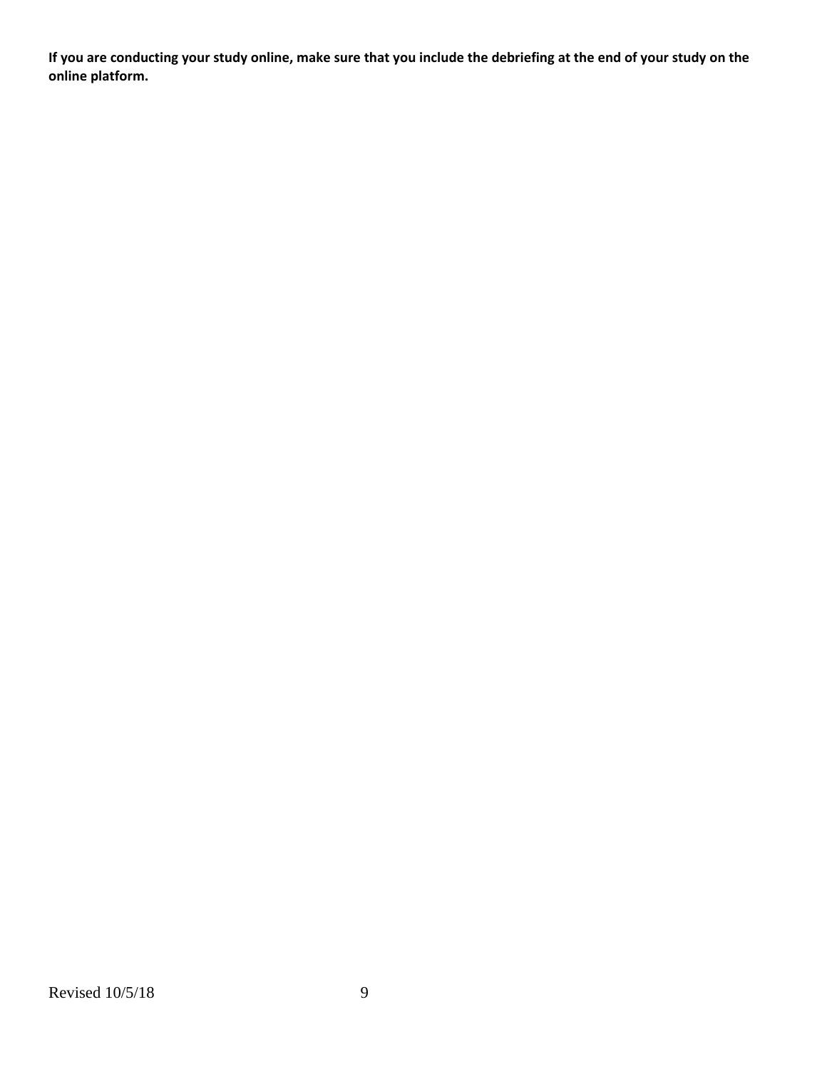**If you are conducting your study online, make sure that you include the debriefing at the end of your study on the online platform.**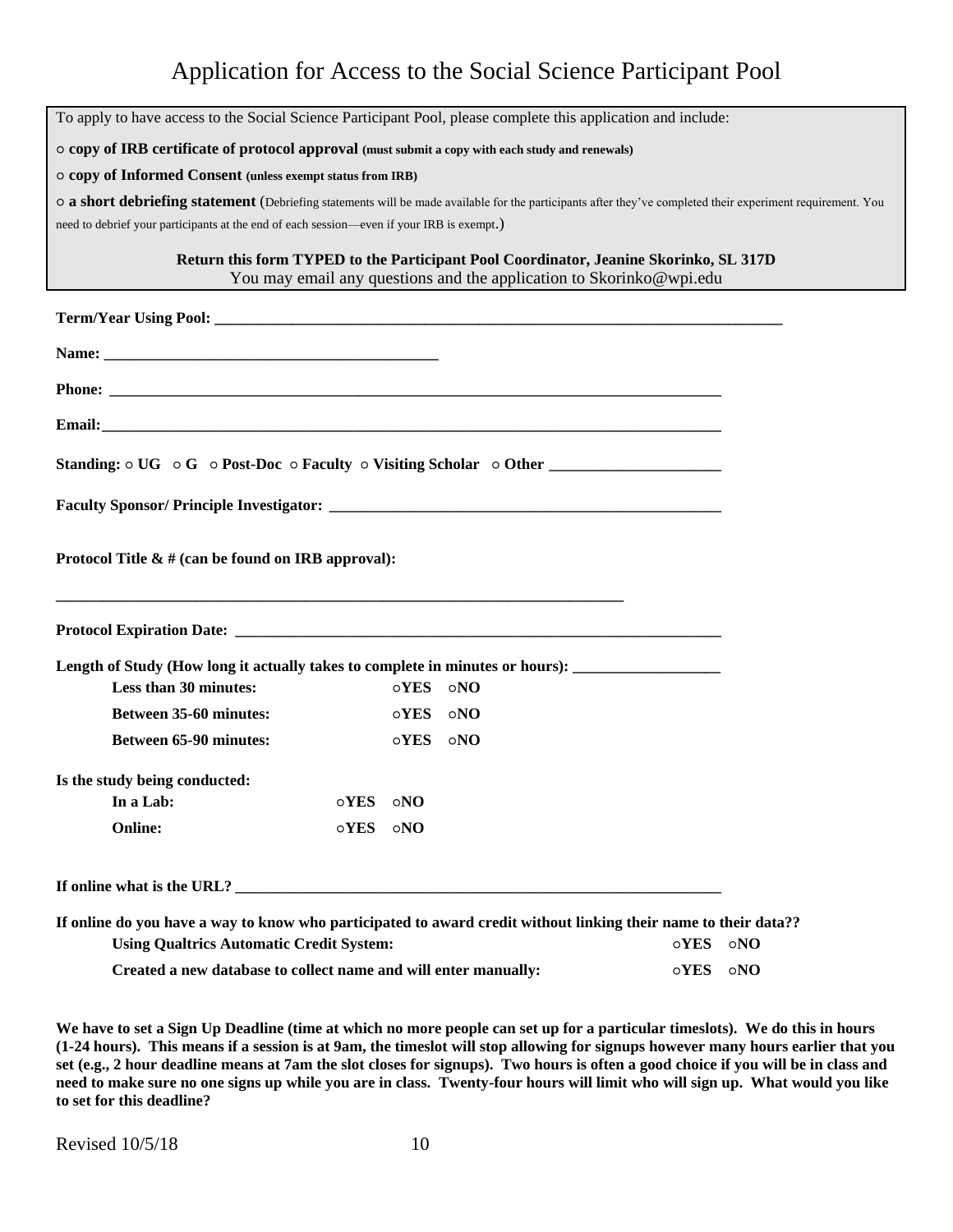# Application for Access to the Social Science Participant Pool

To apply to have access to the Social Science Participant Pool, please complete this application and include:

○ **copy of IRB certificate of protocol approval** (**must submit a copy with each study and renewals**)

○ **copy of Informed Consent** (**unless exempt status from IRB**)

○ **a short debriefing statement** (Debriefing statements will be made available for the participants after they've completed their experiment requirement. You need to debrief your participants at the end of each session—even if your IRB is exempt.)

**Return this form TYPED to the Participant Pool Coordinator, Jeanine Skorinko, SL 317D**
You may email any questions and the application to Skorinko@wpi.edu

**Term/Year Using Pool:** ______________________________________________

**Name:** ______________________________

**Phone:** ______________________________________________

**Email:** ______________________________________________

**Standing:** ○ **UG** ○ **G** ○ **Post-Doc** ○ **Faculty** ○ **Visiting Scholar** ○ **Other** ______________

**Faculty Sponsor/ Principle Investigator:** ______________________________

**Protocol Title & # (can be found on IRB approval):**

______________________________________________

**Protocol Expiration Date:** ______________________________________

**Length of Study (How long it actually takes to complete in minutes or hours):** ____________

- **Less than 30 minutes:** ○**YES** ○**NO**
- **Between 35-60 minutes:** ○**YES** ○**NO**
- **Between 65-90 minutes:** ○**YES** ○**NO**

**Is the study being conducted:**

- **In a Lab:** ○**YES** ○**NO**
- **Online:** ○**YES** ○**NO**

**If online what is the URL?** ______________________________________

**If online do you have a way to know who participated to award credit without linking their name to their data??**

- **Using Qualtrics Automatic Credit System:** ○**YES** ○**NO**
- **Created a new database to collect name and will enter manually:** ○**YES** ○**NO**

**We have to set a Sign Up Deadline (time at which no more people can set up for a particular timeslots). We do this in hours (1-24 hours). This means if a session is at 9am, the timeslot will stop allowing for signups however many hours earlier that you set (e.g., 2 hour deadline means at 7am the slot closes for signups). Two hours is often a good choice if you will be in class and need to make sure no one signs up while you are in class. Twenty-four hours will limit who will sign up. What would you like to set for this deadline?**

Revised 10/5/18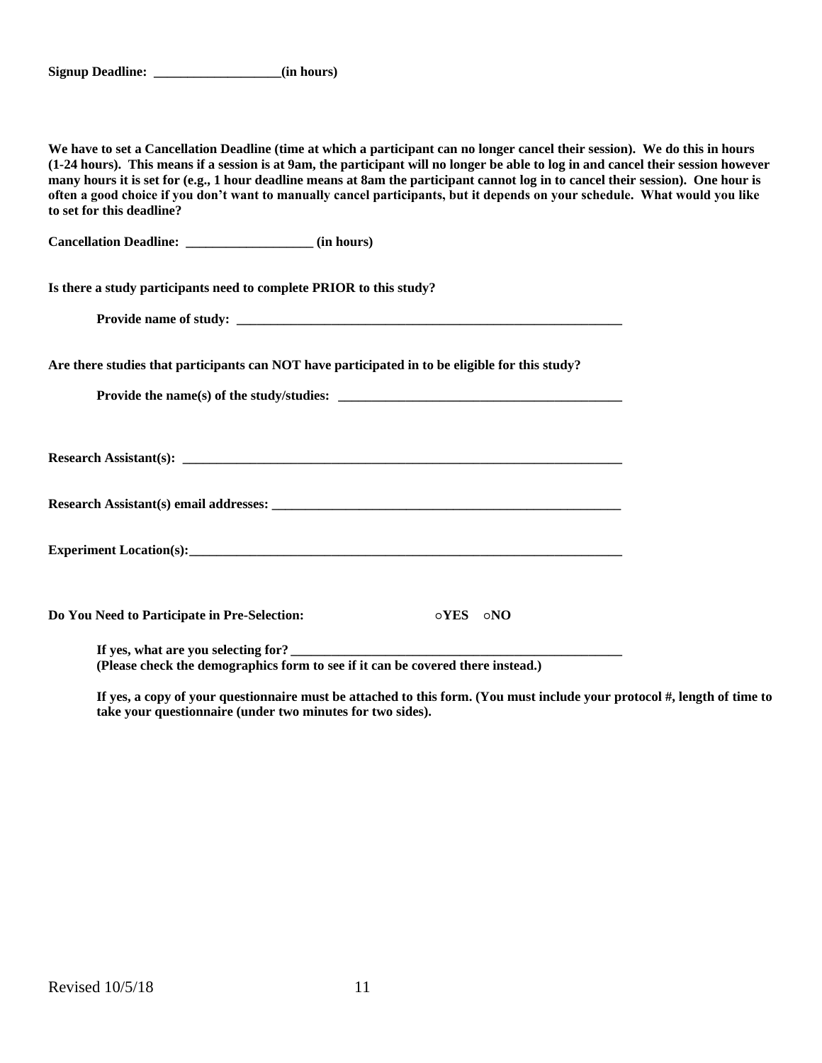**Signup Deadline: ___________________(in hours)**

**We have to set a Cancellation Deadline (time at which a participant can no longer cancel their session). We do this in hours (1-24 hours). This means if a session is at 9am, the participant will no longer be able to log in and cancel their session however many hours it is set for (e.g., 1 hour deadline means at 8am the participant cannot log in to cancel their session). One hour is often a good choice if you don't want to manually cancel participants, but it depends on your schedule. What would you like to set for this deadline?**

**Cancellation Deadline: ___________________ (in hours)**

**Is there a study participants need to complete PRIOR to this study?**

**Provide name of study: ____________________________________________________________**

**Are there studies that participants can NOT have participated in to be eligible for this study?**

**Provide the name(s) of the study/studies: ____________________________________________**

**Research Assistant(s): ____________________________________________________________________**

**Research Assistant(s) email addresses: ______________________________________________________**

**Experiment Location(s):____________________________________________________________________**

**Do You Need to Participate in Pre-Selection:** ○**YES** ○**NO**

**If yes, what are you selecting for? ____________________________________________________**
**(Please check the demographics form to see if it can be covered there instead.)**

**If yes, a copy of your questionnaire must be attached to this form. (You must include your protocol #, length of time to take your questionnaire (under two minutes for two sides).**

Revised 10/5/18